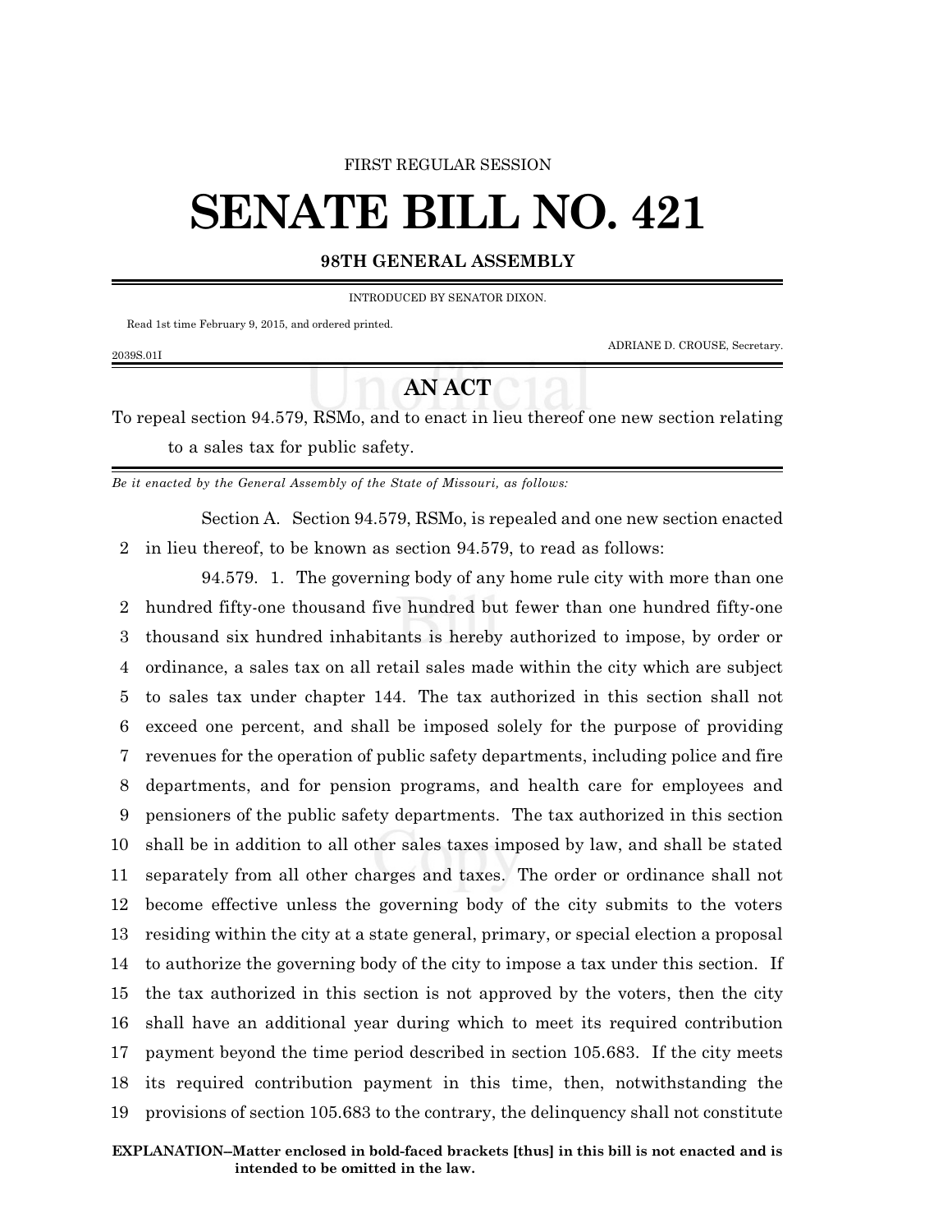FIRST REGULAR SESSION

# SENATE BILL NO. 421

**98TH GENERAL ASSEMBLY**

INTRODUCED BY SENATOR DIXON.

Read 1st time February 9, 2015, and ordered printed.

ADRIANE D. CROUSE, Secretary.

2039S.01I

## AN ACT

To repeal section 94.579, RSMo, and to enact in lieu thereof one new section relating to a sales tax for public safety.

*Be it enacted by the General Assembly of the State of Missouri, as follows:*

Section A. Section 94.579, RSMo, is repealed and one new section enacted in lieu thereof, to be known as section 94.579, to read as follows:

94.579. 1. The governing body of any home rule city with more than one hundred fifty-one thousand five hundred but fewer than one hundred fifty-one thousand six hundred inhabitants is hereby authorized to impose, by order or ordinance, a sales tax on all retail sales made within the city which are subject to sales tax under chapter 144. The tax authorized in this section shall not exceed one percent, and shall be imposed solely for the purpose of providing revenues for the operation of public safety departments, including police and fire departments, and for pension programs, and health care for employees and pensioners of the public safety departments. The tax authorized in this section shall be in addition to all other sales taxes imposed by law, and shall be stated separately from all other charges and taxes. The order or ordinance shall not become effective unless the governing body of the city submits to the voters residing within the city at a state general, primary, or special election a proposal to authorize the governing body of the city to impose a tax under this section. If the tax authorized in this section is not approved by the voters, then the city shall have an additional year during which to meet its required contribution payment beyond the time period described in section 105.683. If the city meets its required contribution payment in this time, then, notwithstanding the provisions of section 105.683 to the contrary, the delinquency shall not constitute

**EXPLANATION–Matter enclosed in bold-faced brackets [thus] in this bill is not enacted and is intended to be omitted in the law.**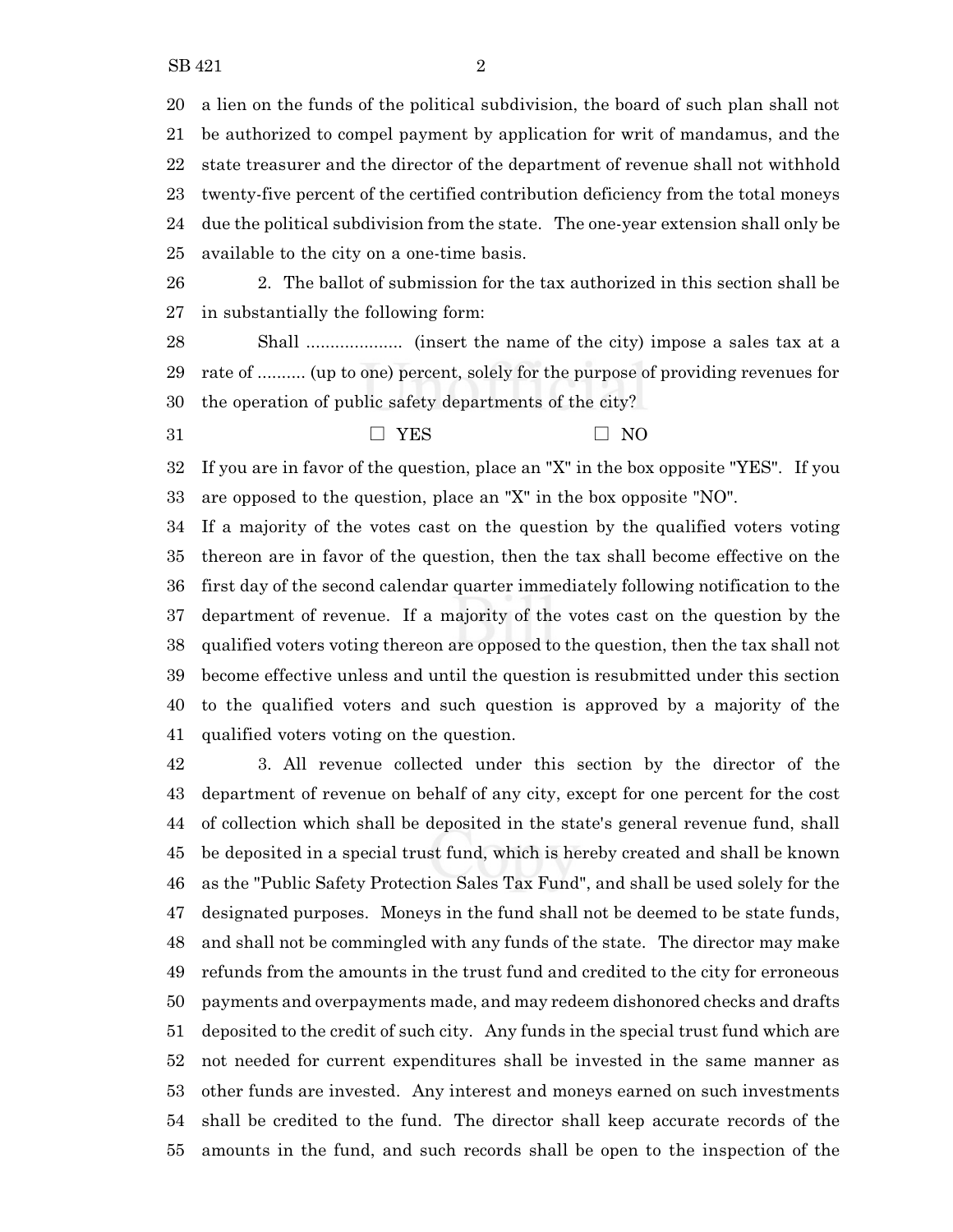a lien on the funds of the political subdivision, the board of such plan shall not be authorized to compel payment by application for writ of mandamus, and the state treasurer and the director of the department of revenue shall not withhold twenty-five percent of the certified contribution deficiency from the total moneys due the political subdivision from the state. The one-year extension shall only be available to the city on a one-time basis.

2. The ballot of submission for the tax authorized in this section shall be in substantially the following form:

Shall .................... (insert the name of the city) impose a sales tax at a rate of .......... (up to one) percent, solely for the purpose of providing revenues for the operation of public safety departments of the city?

☐ YES ☐ NO

If you are in favor of the question, place an "X" in the box opposite "YES". If you are opposed to the question, place an "X" in the box opposite "NO".

If a majority of the votes cast on the question by the qualified voters voting thereon are in favor of the question, then the tax shall become effective on the first day of the second calendar quarter immediately following notification to the department of revenue. If a majority of the votes cast on the question by the qualified voters voting thereon are opposed to the question, then the tax shall not become effective unless and until the question is resubmitted under this section to the qualified voters and such question is approved by a majority of the qualified voters voting on the question.

3. All revenue collected under this section by the director of the department of revenue on behalf of any city, except for one percent for the cost of collection which shall be deposited in the state's general revenue fund, shall be deposited in a special trust fund, which is hereby created and shall be known as the "Public Safety Protection Sales Tax Fund", and shall be used solely for the designated purposes. Moneys in the fund shall not be deemed to be state funds, and shall not be commingled with any funds of the state. The director may make refunds from the amounts in the trust fund and credited to the city for erroneous payments and overpayments made, and may redeem dishonored checks and drafts deposited to the credit of such city. Any funds in the special trust fund which are not needed for current expenditures shall be invested in the same manner as other funds are invested. Any interest and moneys earned on such investments shall be credited to the fund. The director shall keep accurate records of the amounts in the fund, and such records shall be open to the inspection of the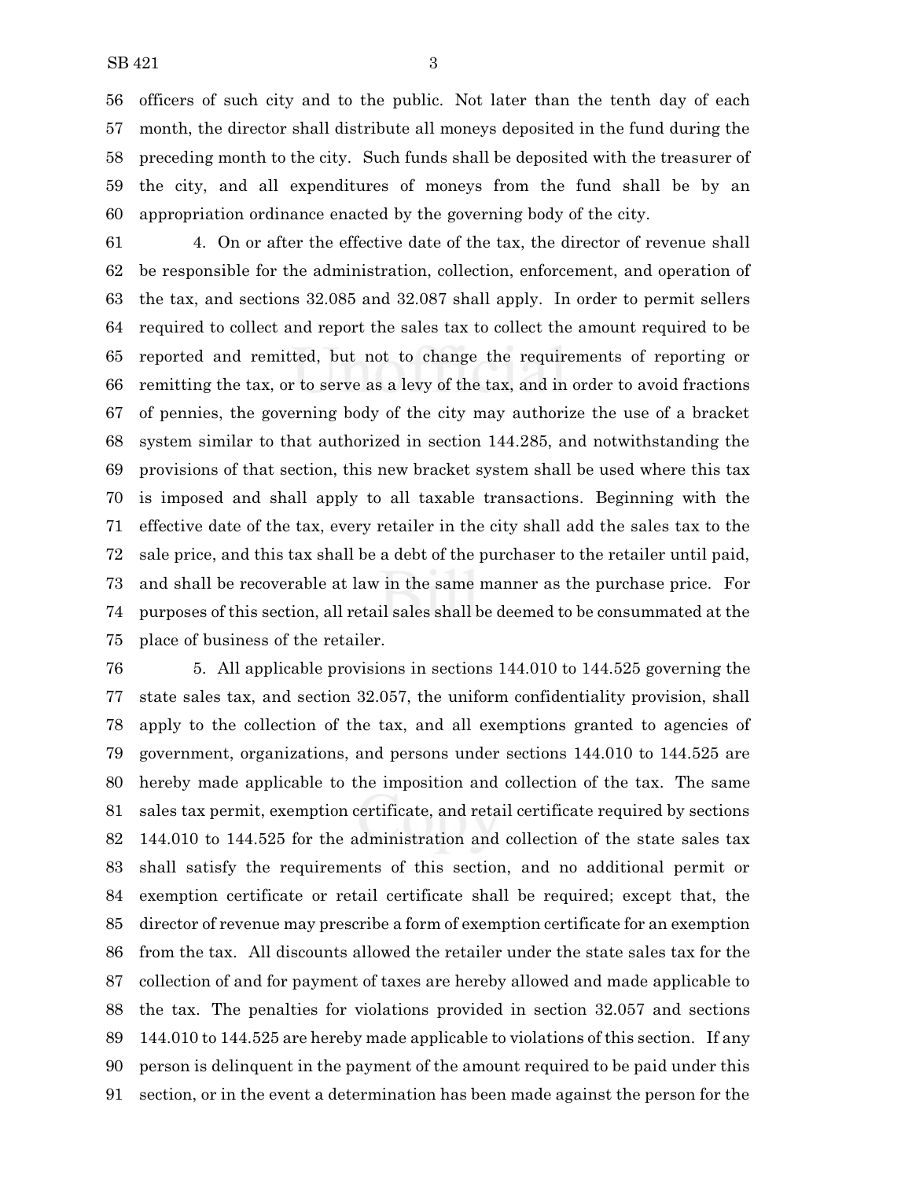officers of such city and to the public. Not later than the tenth day of each month, the director shall distribute all moneys deposited in the fund during the preceding month to the city. Such funds shall be deposited with the treasurer of the city, and all expenditures of moneys from the fund shall be by an appropriation ordinance enacted by the governing body of the city.

4. On or after the effective date of the tax, the director of revenue shall be responsible for the administration, collection, enforcement, and operation of the tax, and sections 32.085 and 32.087 shall apply. In order to permit sellers required to collect and report the sales tax to collect the amount required to be reported and remitted, but not to change the requirements of reporting or remitting the tax, or to serve as a levy of the tax, and in order to avoid fractions of pennies, the governing body of the city may authorize the use of a bracket system similar to that authorized in section 144.285, and notwithstanding the provisions of that section, this new bracket system shall be used where this tax is imposed and shall apply to all taxable transactions. Beginning with the effective date of the tax, every retailer in the city shall add the sales tax to the sale price, and this tax shall be a debt of the purchaser to the retailer until paid, and shall be recoverable at law in the same manner as the purchase price. For purposes of this section, all retail sales shall be deemed to be consummated at the place of business of the retailer.

5. All applicable provisions in sections 144.010 to 144.525 governing the state sales tax, and section 32.057, the uniform confidentiality provision, shall apply to the collection of the tax, and all exemptions granted to agencies of government, organizations, and persons under sections 144.010 to 144.525 are hereby made applicable to the imposition and collection of the tax. The same sales tax permit, exemption certificate, and retail certificate required by sections 144.010 to 144.525 for the administration and collection of the state sales tax shall satisfy the requirements of this section, and no additional permit or exemption certificate or retail certificate shall be required; except that, the director of revenue may prescribe a form of exemption certificate for an exemption from the tax. All discounts allowed the retailer under the state sales tax for the collection of and for payment of taxes are hereby allowed and made applicable to the tax. The penalties for violations provided in section 32.057 and sections 144.010 to 144.525 are hereby made applicable to violations of this section. If any person is delinquent in the payment of the amount required to be paid under this section, or in the event a determination has been made against the person for the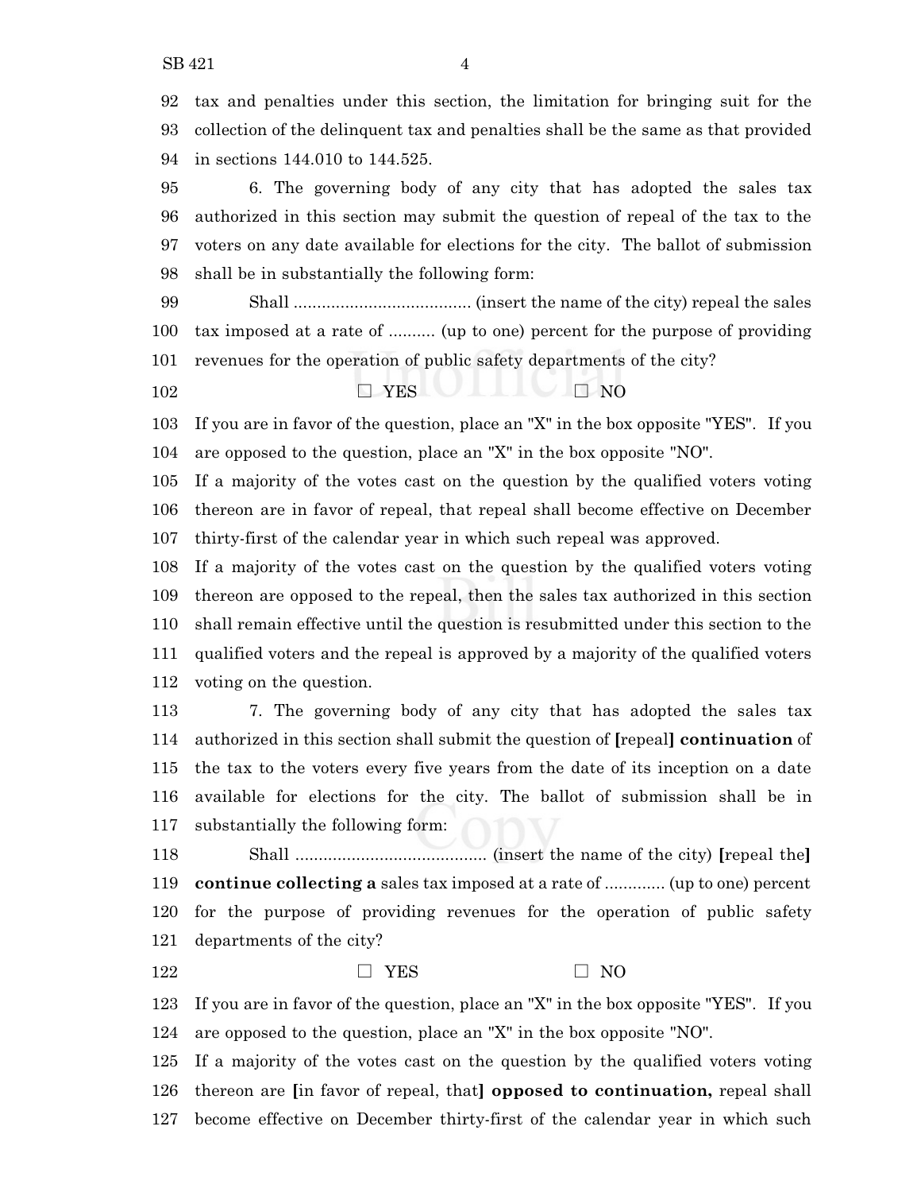92 tax and penalties under this section, the limitation for bringing suit for the
93 collection of the delinquent tax and penalties shall be the same as that provided
94 in sections 144.010 to 144.525.

95 6. The governing body of any city that has adopted the sales tax
96 authorized in this section may submit the question of repeal of the tax to the
97 voters on any date available for elections for the city. The ballot of submission
98 shall be in substantially the following form:

99 Shall ...................................... (insert the name of the city) repeal the sales
100 tax imposed at a rate of .......... (up to one) percent for the purpose of providing
101 revenues for the operation of public safety departments of the city?

102 ☐ YES ☐ NO

103 If you are in favor of the question, place an "X" in the box opposite "YES". If you
104 are opposed to the question, place an "X" in the box opposite "NO".

105 If a majority of the votes cast on the question by the qualified voters voting
106 thereon are in favor of repeal, that repeal shall become effective on December
107 thirty-first of the calendar year in which such repeal was approved.

108 If a majority of the votes cast on the question by the qualified voters voting
109 thereon are opposed to the repeal, then the sales tax authorized in this section
110 shall remain effective until the question is resubmitted under this section to the
111 qualified voters and the repeal is approved by a majority of the qualified voters
112 voting on the question.

113 7. The governing body of any city that has adopted the sales tax
114 authorized in this section shall submit the question of **[**repeal**]** **continuation** of
115 the tax to the voters every five years from the date of its inception on a date
116 available for elections for the city. The ballot of submission shall be in
117 substantially the following form:

118 Shall ......................................... (insert the name of the city) **[**repeal the**]**
119 **continue collecting a** sales tax imposed at a rate of ............. (up to one) percent
120 for the purpose of providing revenues for the operation of public safety
121 departments of the city?

122 ☐ YES ☐ NO

123 If you are in favor of the question, place an "X" in the box opposite "YES". If you
124 are opposed to the question, place an "X" in the box opposite "NO".

125 If a majority of the votes cast on the question by the qualified voters voting
126 thereon are **[**in favor of repeal, that**]** **opposed to continuation,** repeal shall
127 become effective on December thirty-first of the calendar year in which such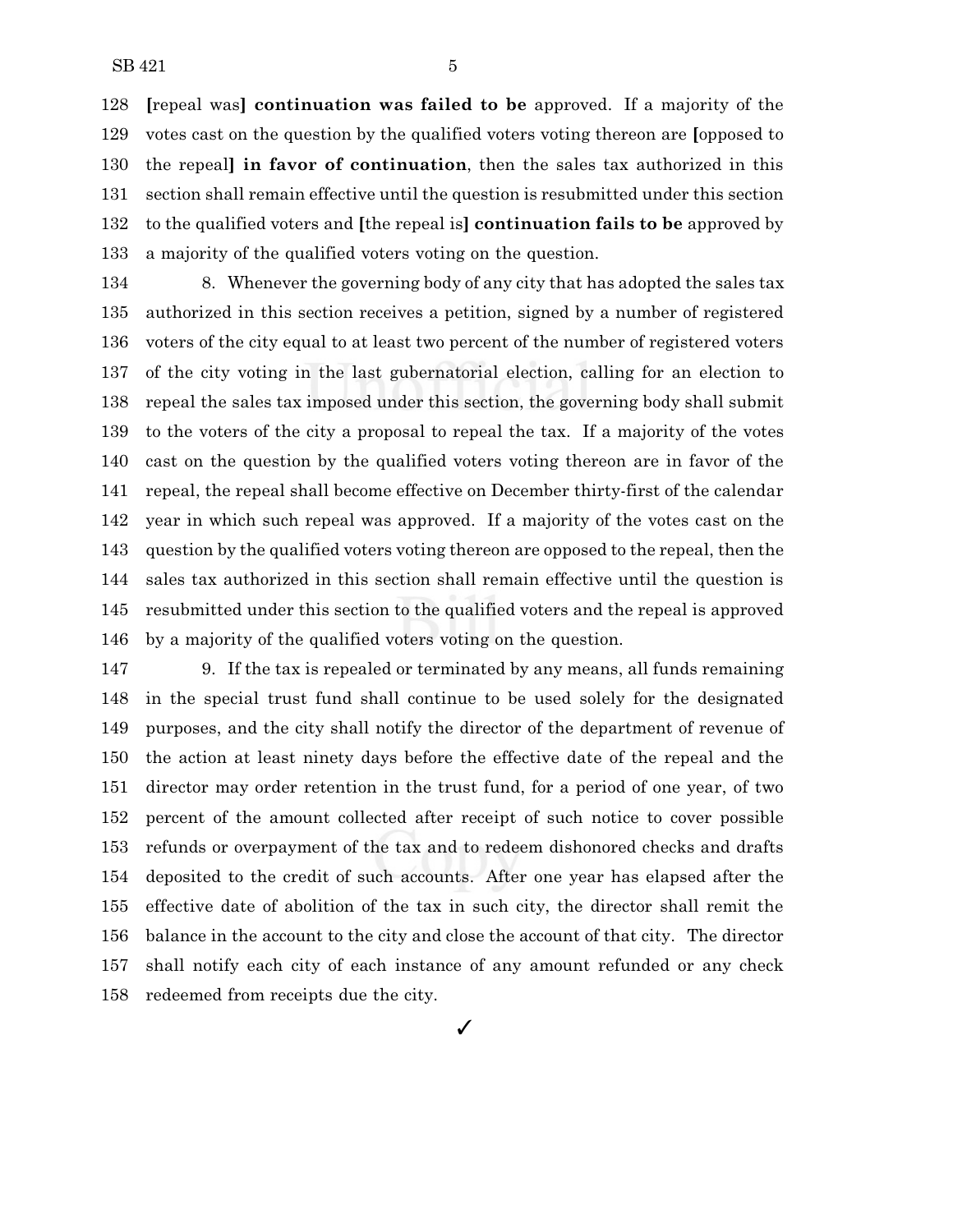128 **[**repeal was**] continuation was failed to be** approved. If a majority of the
129 votes cast on the question by the qualified voters voting thereon are **[**opposed to
130 the repeal**] in favor of continuation**, then the sales tax authorized in this
131 section shall remain effective until the question is resubmitted under this section
132 to the qualified voters and **[**the repeal is**] continuation fails to be** approved by
133 a majority of the qualified voters voting on the question.

134 8. Whenever the governing body of any city that has adopted the sales tax
135 authorized in this section receives a petition, signed by a number of registered
136 voters of the city equal to at least two percent of the number of registered voters
137 of the city voting in the last gubernatorial election, calling for an election to
138 repeal the sales tax imposed under this section, the governing body shall submit
139 to the voters of the city a proposal to repeal the tax. If a majority of the votes
140 cast on the question by the qualified voters voting thereon are in favor of the
141 repeal, the repeal shall become effective on December thirty-first of the calendar
142 year in which such repeal was approved. If a majority of the votes cast on the
143 question by the qualified voters voting thereon are opposed to the repeal, then the
144 sales tax authorized in this section shall remain effective until the question is
145 resubmitted under this section to the qualified voters and the repeal is approved
146 by a majority of the qualified voters voting on the question.

147 9. If the tax is repealed or terminated by any means, all funds remaining
148 in the special trust fund shall continue to be used solely for the designated
149 purposes, and the city shall notify the director of the department of revenue of
150 the action at least ninety days before the effective date of the repeal and the
151 director may order retention in the trust fund, for a period of one year, of two
152 percent of the amount collected after receipt of such notice to cover possible
153 refunds or overpayment of the tax and to redeem dishonored checks and drafts
154 deposited to the credit of such accounts. After one year has elapsed after the
155 effective date of abolition of the tax in such city, the director shall remit the
156 balance in the account to the city and close the account of that city. The director
157 shall notify each city of each instance of any amount refunded or any check
158 redeemed from receipts due the city.

✓